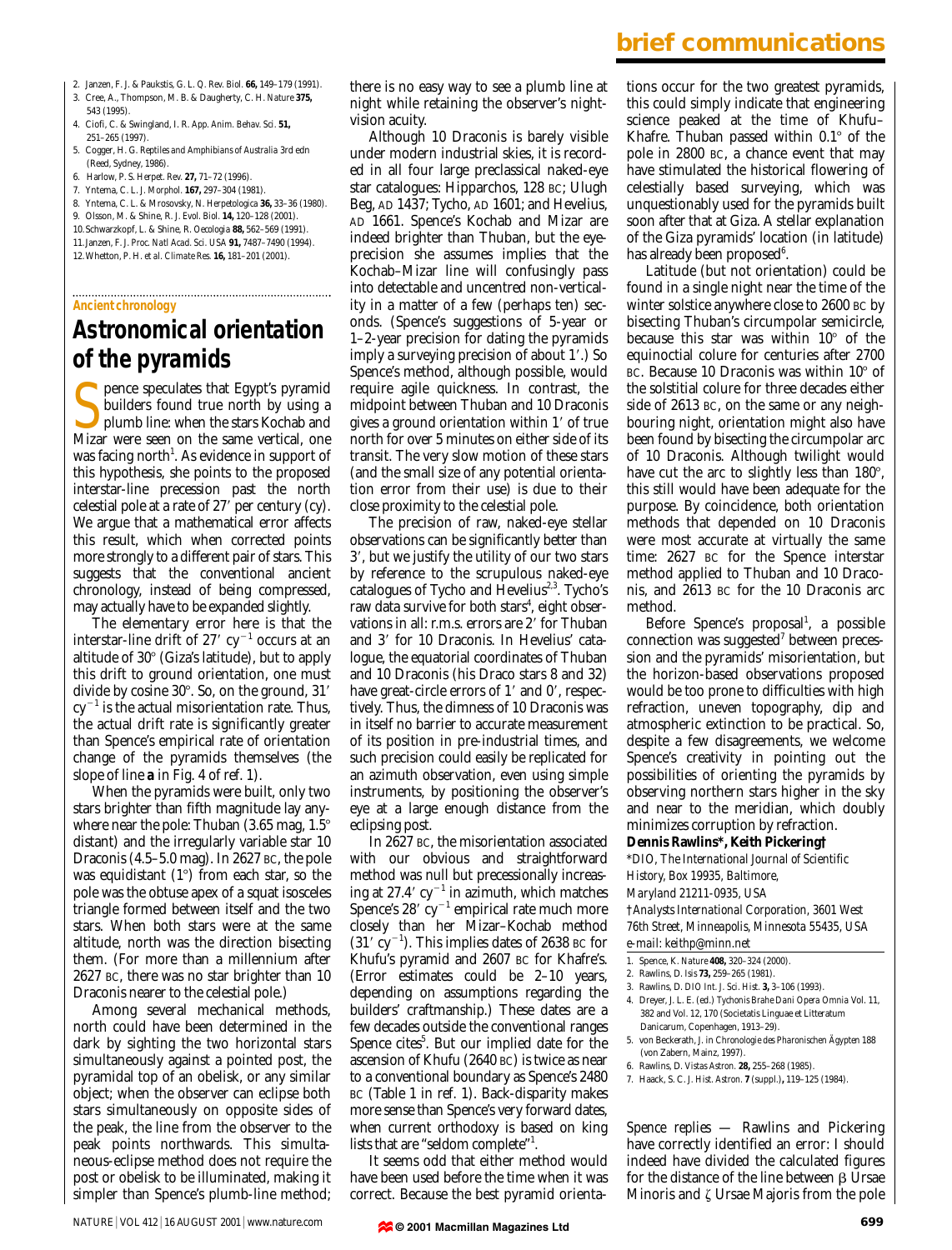2. Janzen, F. J. & Paukstis, G. L. *Q. Rev. Biol.* **66,** 149–179 (1991).
3. Cree, A., Thompson, M. B. & Daugherty, C. H. *Nature* **375,** 543 (1995).
4. Ciofi, C. & Swingland, I. R. *App. Anim. Behav. Sci.* **51,** 251–265 (1997).
5. Cogger, H. G. *Reptiles and Amphibians of Australia* 3rd edn (Reed, Sydney, 1986).
6. Harlow, P. S. *Herpet. Rev.* **27,** 71–72 (1996).
7. Yntema, C. L. *J. Morphol.* **167,** 297–304 (1981).
8. Yntema, C. L. & Mrosovsky, N. *Herpetologica* **36,** 33–36 (1980).
9. Olsson, M. & Shine, R. *J. Evol. Biol.* **14,** 120–128 (2001).
10. Schwarzkopf, L. & Shine, R. *Oecologia* **88,** 562–569 (1991).
11. Janzen, F. J. *Proc. Natl Acad. Sci. USA* **91,** 7487–7490 (1994).
12. Whetton, P. H. *et al. Climate Res.* **16,** 181–201 (2001).

**Ancient chronology**

# Astronomical orientation of the pyramids

Spence speculates that Egypt's pyramid builders found true north by using a plumb line: when the stars Kochab and Mizar were seen on the same vertical, one was facing north[1]. As evidence in support of this hypothesis, she points to the proposed interstar-line precession past the north celestial pole at a rate of 27′ per century (cy). We argue that a mathematical error affects this result, which when corrected points more strongly to a different pair of stars. This suggests that the conventional ancient chronology, instead of being compressed, may actually have to be expanded slightly.

The elementary error here is that the interstar-line drift of 27′ $cy^{-1}$ occurs at an altitude of 30° (Giza's latitude), but to apply this drift to ground orientation, one must divide by cosine 30°. So, on the ground, 31′ $cy^{-1}$ is the actual misorientation rate. Thus, the actual drift rate is significantly greater than Spence's empirical rate of orientation change of the pyramids themselves (the slope of line **a** in Fig. 4 of ref. 1).

When the pyramids were built, only two stars brighter than fifth magnitude lay anywhere near the pole: Thuban (3.65 mag, 1.5° distant) and the irregularly variable star 10 Draconis (4.5–5.0 mag). In 2627 BC, the pole was equidistant (1°) from each star, so the pole was the obtuse apex of a squat isosceles triangle formed between itself and the two stars. When both stars were at the same altitude, north was the direction bisecting them. (For more than a millennium after 2627 BC, there was no star brighter than 10 Draconis nearer to the celestial pole.)

Among several mechanical methods, north could have been determined in the dark by sighting the two horizontal stars simultaneously against a pointed post, the pyramidal top of an obelisk, or any similar object; when the observer can eclipse both stars simultaneously on opposite sides of the peak, the line from the observer to the peak points northwards. This simultaneous-eclipse method does not require the post or obelisk to be illuminated, making it simpler than Spence's plumb-line method; there is no easy way to see a plumb line at night while retaining the observer's night-vision acuity.

Although 10 Draconis is barely visible under modern industrial skies, it is recorded in all four large preclassical naked-eye star catalogues: Hipparchos, 128 BC; Ulugh Beg, AD 1437; Tycho, AD 1601; and Hevelius, AD 1661. Spence's Kochab and Mizar are indeed brighter than Thuban, but the eye-precision she assumes implies that the Kochab–Mizar line will confusingly pass into detectable and uncentred non-verticality in a matter of a few (perhaps ten) seconds. (Spence's suggestions of 5-year or 1–2-year precision for dating the pyramids imply a surveying precision of about 1′.) So Spence's method, although possible, would require agile quickness. In contrast, the midpoint between Thuban and 10 Draconis gives a ground orientation within 1′ of true north for over 5 minutes on either side of its transit. The very slow motion of these stars (and the small size of any potential orientation error from their use) is due to their close proximity to the celestial pole.

The precision of raw, naked-eye stellar observations can be significantly better than 3′, but we justify the utility of our two stars by reference to the scrupulous naked-eye catalogues of Tycho and Hevelius[2,3]. Tycho's raw data survive for both stars[4], eight observations in all: r.m.s. errors are 2′ for Thuban and 3′ for 10 Draconis. In Hevelius' catalogue, the equatorial coordinates of Thuban and 10 Draconis (his Draco stars 8 and 32) have great-circle errors of 1′ and 0′, respectively. Thus, the dimness of 10 Draconis was in itself no barrier to accurate measurement of its position in pre-industrial times, and such precision could easily be replicated for an azimuth observation, even using simple instruments, by positioning the observer's eye at a large enough distance from the eclipsing post.

In 2627 BC, the misorientation associated with our obvious and straightforward method was null but precessionally increasing at 27.4′ $cy^{-1}$ in azimuth, which matches Spence's 28′ $cy^{-1}$ empirical rate much more closely than her Mizar–Kochab method (31′ $cy^{-1}$). This implies dates of 2638 BC for Khufu's pyramid and 2607 BC for Khafre's. (Error estimates could be 2–10 years, depending on assumptions regarding the builders' craftmanship.) These dates are a few decades outside the conventional ranges Spence cites[5]. But our implied date for the ascension of Khufu (2640 BC) is twice as near to a conventional boundary as Spence's 2480 BC (Table 1 in ref. 1). Back-disparity makes more sense than Spence's very forward dates, when current orthodoxy is based on king lists that are "seldom complete"[1].

It seems odd that either method would have been used before the time when it was correct. Because the best pyramid orientations occur for the two greatest pyramids, this could simply indicate that engineering science peaked at the time of Khufu–Khafre. Thuban passed within 0.1° of the pole in 2800 BC, a chance event that may have stimulated the historical flowering of celestially based surveying, which was unquestionably used for the pyramids built soon after that at Giza. A stellar explanation of the Giza pyramids' location (in latitude) has already been proposed[6].

Latitude (but not orientation) could be found in a single night near the time of the winter solstice anywhere close to 2600 BC by bisecting Thuban's circumpolar semicircle, because this star was within 10° of the equinoctial colure for centuries after 2700 BC. Because 10 Draconis was within 10° of the solstitial colure for three decades either side of 2613 BC, on the same or any neighbouring night, orientation might also have been found by bisecting the circumpolar arc of 10 Draconis. Although twilight would have cut the arc to slightly less than 180°, this still would have been adequate for the purpose. By coincidence, both orientation methods that depended on 10 Draconis were most accurate at virtually the same time: 2627 BC for the Spence interstar method applied to Thuban and 10 Draconis, and 2613 BC for the 10 Draconis arc method.

Before Spence's proposal[1], a possible connection was suggested[7] between precession and the pyramids' misorientation, but the horizon-based observations proposed would be too prone to difficulties with high refraction, uneven topography, dip and atmospheric extinction to be practical. So, despite a few disagreements, we welcome Spence's creativity in pointing out the possibilities of orienting the pyramids by observing northern stars higher in the sky and near to the meridian, which doubly minimizes corruption by refraction.

**Dennis Rawlins\*, Keith Pickering†**

*\*DIO, The International Journal of Scientific History, Box 19935, Baltimore, Maryland 21211-0935, USA*

*†Analysts International Corporation, 3601 West 76th Street, Minneapolis, Minnesota 55435, USA*

*e-mail: keithp@minn.net*

1. Spence, K. *Nature* **408,** 320–324 (2000).
2. Rawlins, D. *Isis* **73,** 259–265 (1981).
3. Rawlins, D. *DIO Int. J. Sci. Hist.* **3,** 3–106 (1993).
4. Dreyer, J. L. E. (ed.) *Tychonis Brahe Dani Opera Omnia* Vol. 11, 382 and Vol. 12, 170 (Societatis Linguae et Litterarum Danicarum, Copenhagen, 1913–29).
5. von Beckerath, J. in *Chronologie des Pharaonischen Ägypten* 188 (von Zabern, Mainz, 1997).
6. Rawlins, D. *Vistas Astron.* **28,** 255–268 (1985).
7. Haack, S. C. *J. Hist. Astron.* **7** (suppl.)**,** 119–125 (1984).

*Spence replies* — Rawlins and Pickering have correctly identified an error: I should indeed have divided the calculated figures for the distance of the line between β Ursae Minoris and ζ Ursae Majoris from the pole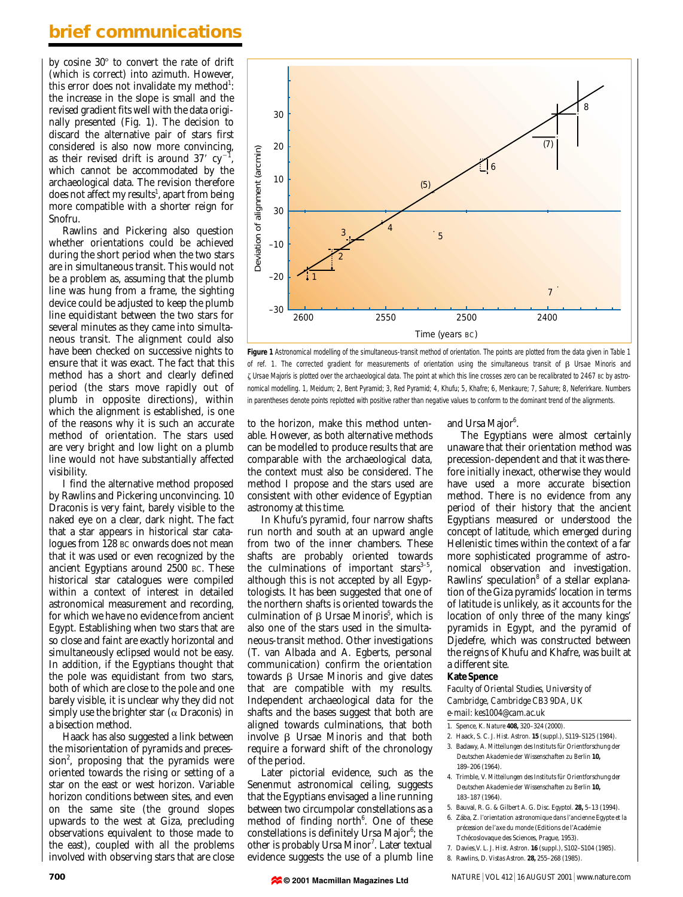by cosine 30° to convert the rate of drift (which is correct) into azimuth. However, this error does not invalidate my method[1]: the increase in the slope is small and the revised gradient fits well with the data originally presented (Fig. 1). The decision to discard the alternative pair of stars first considered is also now more convincing, as their revised drift is around 37′ cy$^{-1}$, which cannot be accommodated by the archaeological data. The revision therefore does not affect my results[1], apart from being more compatible with a shorter reign for Snofru.

Rawlins and Pickering also question whether orientations could be achieved during the short period when the two stars are in simultaneous transit. This would not be a problem as, assuming that the plumb line was hung from a frame, the sighting device could be adjusted to keep the plumb line equidistant between the two stars for several minutes as they came into simultaneous transit. The alignment could also have been checked on successive nights to ensure that it was exact. The fact that this method has a short and clearly defined period (the stars move rapidly out of plumb in opposite directions), within which the alignment is established, is one of the reasons why it is such an accurate method of orientation. The stars used are very bright and low light on a plumb line would not have substantially affected visibility.

I find the alternative method proposed by Rawlins and Pickering unconvincing. 10 Draconis is very faint, barely visible to the naked eye on a clear, dark night. The fact that a star appears in historical star catalogues from 128 BC onwards does not mean that it was used or even recognized by the ancient Egyptians around 2500 BC. These historical star catalogues were compiled within a context of interest in detailed astronomical measurement and recording, for which we have no evidence from ancient Egypt. Establishing when two stars that are so close and faint are exactly horizontal and simultaneously eclipsed would not be easy. In addition, if the Egyptians thought that the pole was equidistant from two stars, both of which are close to the pole and one barely visible, it is unclear why they did not simply use the brighter star (α Draconis) in a bisection method.

Haack has also suggested a link between the misorientation of pyramids and precession[2], proposing that the pyramids were oriented towards the rising or setting of a star on the east or west horizon. Variable horizon conditions between sites, and even on the same site (the ground slopes upwards to the west at Giza, precluding observations equivalent to those made to the east), coupled with all the problems involved with observing stars that are close to the horizon, make this method untenable. However, as both alternative methods can be modelled to produce results that are comparable with the archaeological data, the context must also be considered. The method I propose and the stars used are consistent with other evidence of Egyptian astronomy at this time.

Deviation of alignment (arcmin)
30
20
10
30
−10
−20
−30
2600
2550
2500
2400
Time (years BC)
1
2
3
4
(5)
5
6
(7)
7
8

**Figure 1** Astronomical modelling of the simultaneous-transit method of orientation. The points are plotted from the data given in Table 1 of ref. 1. The corrected gradient for measurements of orientation using the simultaneous transit of β Ursae Minoris and ζ Ursae Majoris is plotted over the archaeological data. The point at which this line crosses zero can be recalibrated to 2467 BC by astronomical modelling. 1, Meidum; 2, Bent Pyramid; 3, Red Pyramid; 4, Khufu; 5, Khafre; 6, Menkaure; 7, Sahure; 8, Neferirkare. Numbers in parentheses denote points replotted with positive rather than negative values to conform to the dominant trend of the alignments.

In Khufu's pyramid, four narrow shafts run north and south at an upward angle from two of the inner chambers. These shafts are probably oriented towards the culminations of important stars[3–5], although this is not accepted by all Egyptologists. It has been suggested that one of the northern shafts is oriented towards the culmination of β Ursae Minoris[5], which is also one of the stars used in the simultaneous-transit method. Other investigations (T. van Albada and A. Egberts, personal communication) confirm the orientation towards β Ursae Minoris and give dates that are compatible with my results. Independent archaeological data for the shafts and the bases suggest that both are aligned towards culminations, that both involve β Ursae Minoris and that both require a forward shift of the chronology of the period.

Later pictorial evidence, such as the Senenmut astronomical ceiling, suggests that the Egyptians envisaged a line running between two circumpolar constellations as a method of finding north[6]. One of these constellations is definitely Ursa Major[6]; the other is probably Ursa Minor[7]. Later textual evidence suggests the use of a plumb line and Ursa Major[6].

The Egyptians were almost certainly unaware that their orientation method was precession-dependent and that it was therefore initially inexact, otherwise they would have used a more accurate bisection method. There is no evidence from any period of their history that the ancient Egyptians measured or understood the concept of latitude, which emerged during Hellenistic times within the context of a far more sophisticated programme of astronomical observation and investigation. Rawlins' speculation[8] of a stellar explanation of the Giza pyramids' location in terms of latitude is unlikely, as it accounts for the location of only three of the many kings' pyramids in Egypt, and the pyramid of Djedefre, which was constructed between the reigns of Khufu and Khafre, was built at a different site.

**Kate Spence**

*Faculty of Oriental Studies, University of Cambridge, Cambridge CB3 9DA, UK*
*e-mail: kes1004@cam.ac.uk*

1. Spence, K. *Nature* **408,** 320–324 (2000).
2. Haack, S. C. *J. Hist. Astron.* **15** (suppl.), S119–S125 (1984).
3. Badawy, A. *Mitteilungen des Instituts für Orientforschung der Deutschen Akademie der Wissenschaften zu Berlin* **10,** 189–206 (1964).
4. Trimble, V. *Mitteilungen des Instituts für Orientforschung der Deutschen Akademie der Wissenschaften zu Berlin* **10,** 183–187 (1964).
5. Bauval, R. G. & Gilbert A. G. *Disc. Egyptol.* **28,** 5–13 (1994).
6. Zába, Z. *L'orientation astronomique dans l'ancienne Egypte et la précession de l'axe du monde* (Editions de l'Académie Tchécoslovaque des Sciences, Prague, 1953).
7. Davies, V. L. *J. Hist. Astron.* **16** (suppl.), S102–S104 (1985).
8. Rawlins, D. *Vistas Astron.* **28,** 255–268 (1985).